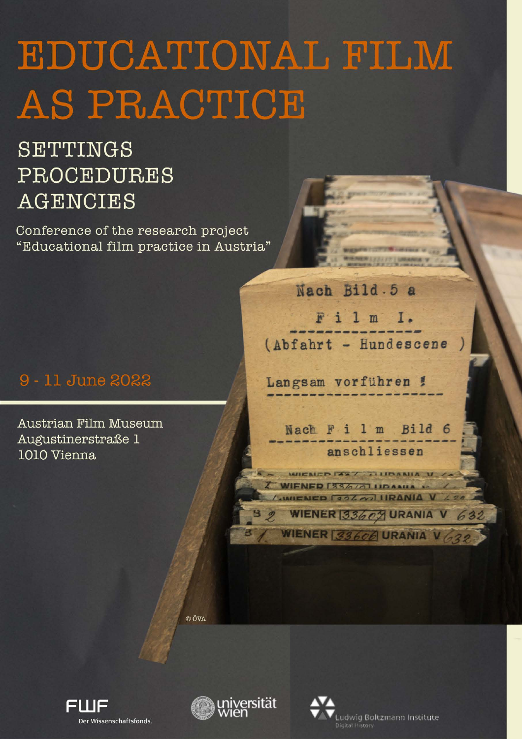# EDUCATIONAL FILM AS PRACTICE

## SETTINGS PROCEDURES AGENCIES

Conference of the research project "Educational film practice in Austria"

9 - 11 June 2022

Austrian Film Museum
Augustinerstraße 1
1010 Vienna

FWF Der Wissenschaftsfonds.

universität wien

Ludwig Boltzmann Institute Digital History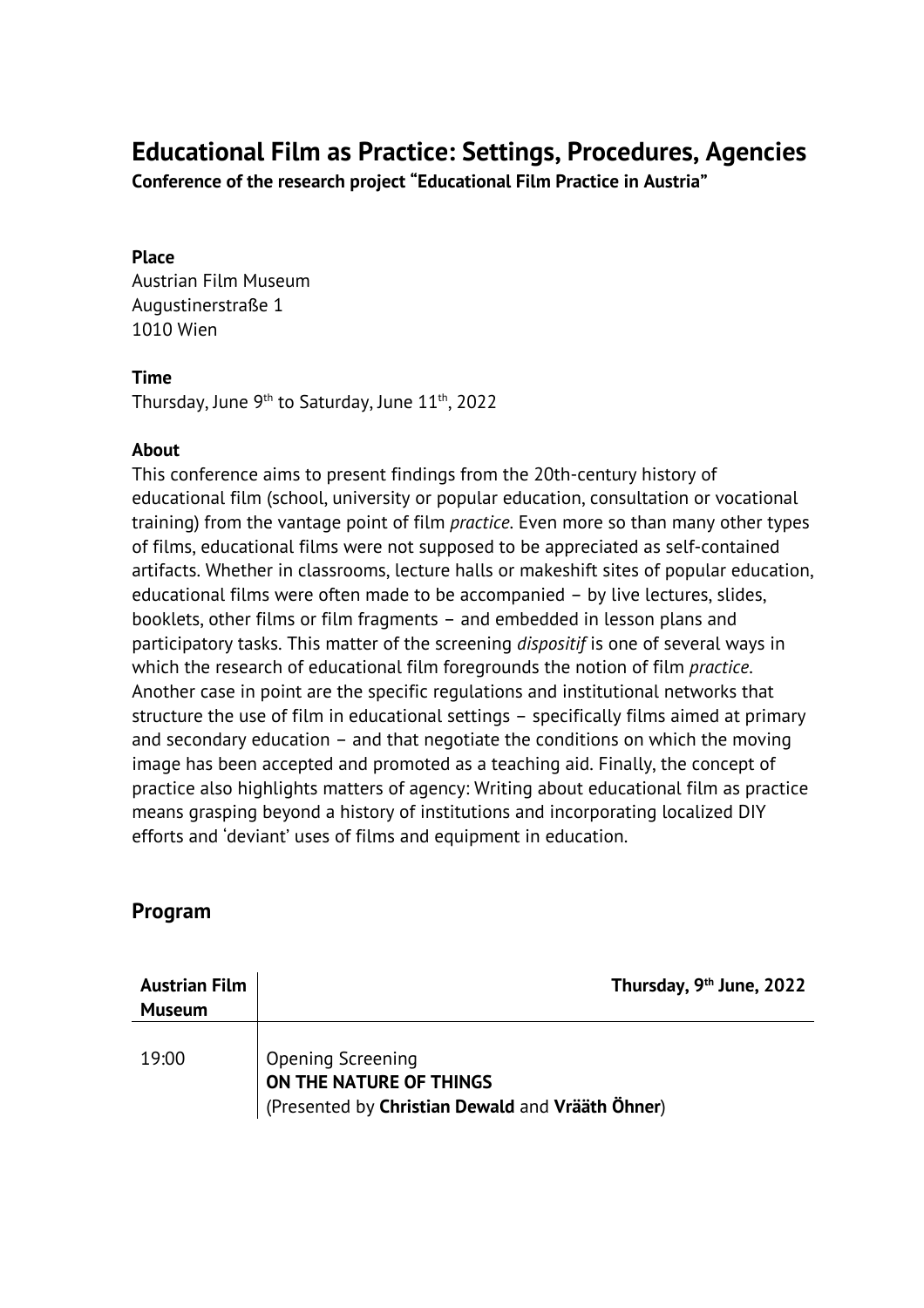# Educational Film as Practice: Settings, Procedures, Agencies

**Conference of the research project "Educational Film Practice in Austria"**

**Place**
Austrian Film Museum
Augustinerstraße 1
1010 Wien

**Time**
Thursday, June 9th to Saturday, June 11th, 2022

**About**
This conference aims to present findings from the 20th-century history of educational film (school, university or popular education, consultation or vocational training) from the vantage point of film *practice*. Even more so than many other types of films, educational films were not supposed to be appreciated as self-contained artifacts. Whether in classrooms, lecture halls or makeshift sites of popular education, educational films were often made to be accompanied – by live lectures, slides, booklets, other films or film fragments – and embedded in lesson plans and participatory tasks. This matter of the screening *dispositif* is one of several ways in which the research of educational film foregrounds the notion of film *practice*. Another case in point are the specific regulations and institutional networks that structure the use of film in educational settings – specifically films aimed at primary and secondary education – and that negotiate the conditions on which the moving image has been accepted and promoted as a teaching aid. Finally, the concept of practice also highlights matters of agency: Writing about educational film as practice means grasping beyond a history of institutions and incorporating localized DIY efforts and 'deviant' uses of films and equipment in education.

## Program

| **Austrian Film Museum** | **Thursday, 9th June, 2022** |
|---|---|
| 19:00 | Opening Screening<br>**ON THE NATURE OF THINGS**<br>(Presented by **Christian Dewald** and **Vrääth Öhner**) |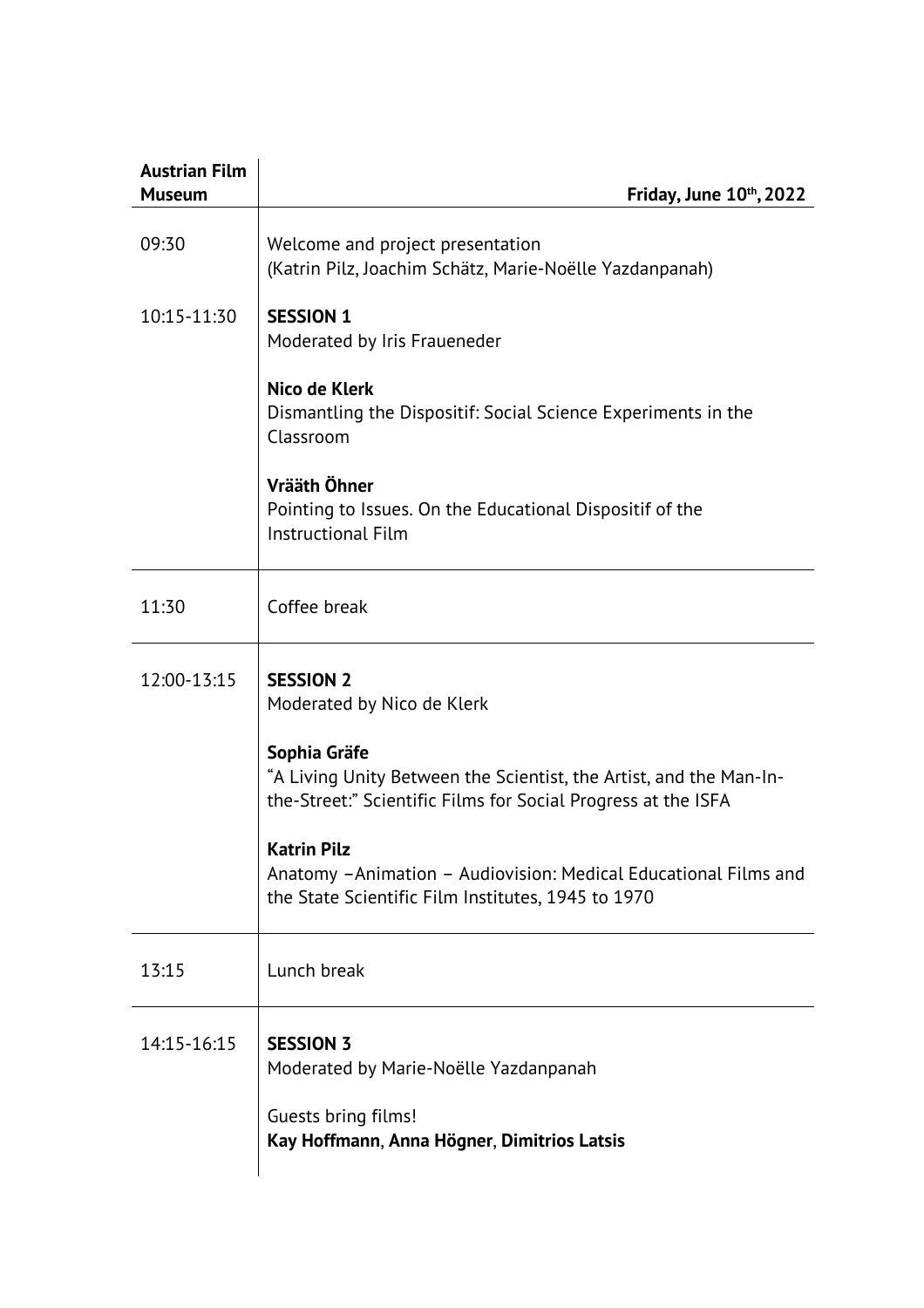| **Austrian Film Museum** | **Friday, June 10th, 2022** |
| --- | --- |
| 09:30 | Welcome and project presentation<br>(Katrin Pilz, Joachim Schätz, Marie-Noëlle Yazdanpanah) |
| 10:15-11:30 | **SESSION 1**<br>Moderated by Iris Fraueneder<br><br>**Nico de Klerk**<br>Dismantling the Dispositif: Social Science Experiments in the Classroom<br><br>**Vrääth Öhner**<br>Pointing to Issues. On the Educational Dispositif of the Instructional Film |
| 11:30 | Coffee break |
| 12:00-13:15 | **SESSION 2**<br>Moderated by Nico de Klerk<br><br>**Sophia Gräfe**<br>"A Living Unity Between the Scientist, the Artist, and the Man-In-the-Street:" Scientific Films for Social Progress at the ISFA<br><br>**Katrin Pilz**<br>Anatomy –Animation – Audiovision: Medical Educational Films and the State Scientific Film Institutes, 1945 to 1970 |
| 13:15 | Lunch break |
| 14:15-16:15 | **SESSION 3**<br>Moderated by Marie-Noëlle Yazdanpanah<br><br>Guests bring films!<br>**Kay Hoffmann**, **Anna Högner**, **Dimitrios Latsis** |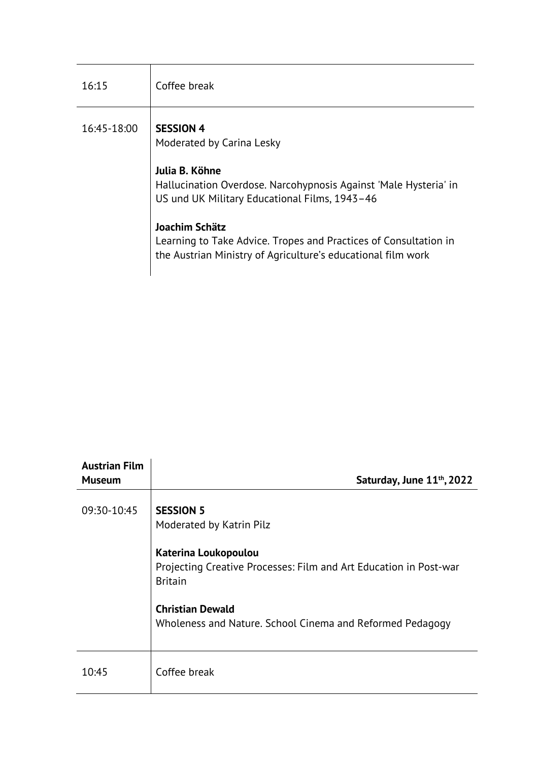| | |
|---|---|
| 16:15 | Coffee break |
| 16:45-18:00 | **SESSION 4**<br>Moderated by Carina Lesky<br><br>**Julia B. Köhne**<br>Hallucination Overdose. Narcohypnosis Against 'Male Hysteria' in US und UK Military Educational Films, 1943–46<br><br>**Joachim Schätz**<br>Learning to Take Advice. Tropes and Practices of Consultation in the Austrian Ministry of Agriculture's educational film work |

| **Austrian Film Museum** | **Saturday, June 11th, 2022** |
|---|---|
| 09:30-10:45 | **SESSION 5**<br>Moderated by Katrin Pilz<br><br>**Katerina Loukopoulou**<br>Projecting Creative Processes: Film and Art Education in Post-war Britain<br><br>**Christian Dewald**<br>Wholeness and Nature. School Cinema and Reformed Pedagogy |
| 10:45 | Coffee break |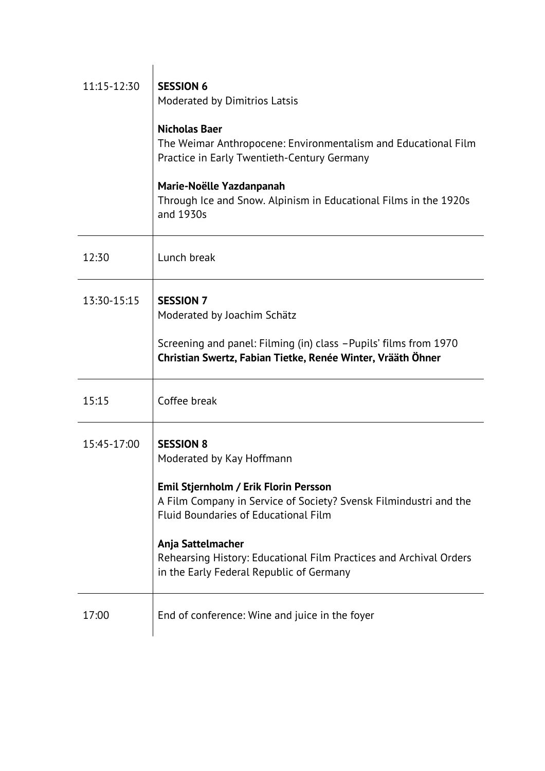| | |
|---|---|
| 11:15-12:30 | **SESSION 6**<br>Moderated by Dimitrios Latsis<br><br>**Nicholas Baer**<br>The Weimar Anthropocene: Environmentalism and Educational Film Practice in Early Twentieth-Century Germany<br><br>**Marie-Noëlle Yazdanpanah**<br>Through Ice and Snow. Alpinism in Educational Films in the 1920s and 1930s |
| 12:30 | Lunch break |
| 13:30-15:15 | **SESSION 7**<br>Moderated by Joachim Schätz<br><br>Screening and panel: Filming (in) class –Pupils' films from 1970<br>**Christian Swertz, Fabian Tietke, Renée Winter, Vrääth Öhner** |
| 15:15 | Coffee break |
| 15:45-17:00 | **SESSION 8**<br>Moderated by Kay Hoffmann<br><br>**Emil Stjernholm / Erik Florin Persson**<br>A Film Company in Service of Society? Svensk Filmindustri and the Fluid Boundaries of Educational Film<br><br>**Anja Sattelmacher**<br>Rehearsing History: Educational Film Practices and Archival Orders in the Early Federal Republic of Germany |
| 17:00 | End of conference: Wine and juice in the foyer |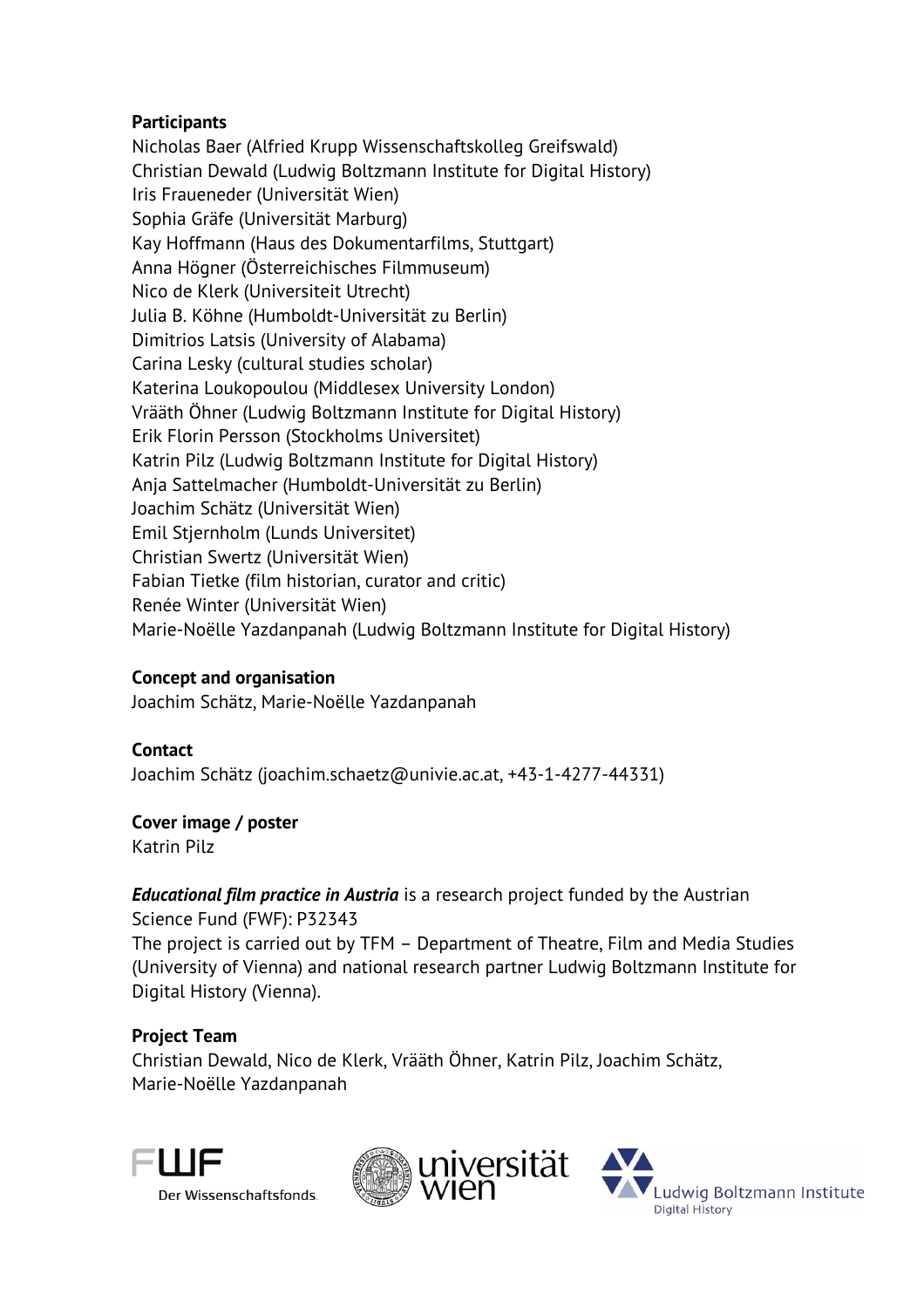**Participants**

Nicholas Baer (Alfried Krupp Wissenschaftskolleg Greifswald)
Christian Dewald (Ludwig Boltzmann Institute for Digital History)
Iris Fraueneder (Universität Wien)
Sophia Gräfe (Universität Marburg)
Kay Hoffmann (Haus des Dokumentarfilms, Stuttgart)
Anna Högner (Österreichisches Filmmuseum)
Nico de Klerk (Universiteit Utrecht)
Julia B. Köhne (Humboldt-Universität zu Berlin)
Dimitrios Latsis (University of Alabama)
Carina Lesky (cultural studies scholar)
Katerina Loukopoulou (Middlesex University London)
Vrääth Öhner (Ludwig Boltzmann Institute for Digital History)
Erik Florin Persson (Stockholms Universitet)
Katrin Pilz (Ludwig Boltzmann Institute for Digital History)
Anja Sattelmacher (Humboldt-Universität zu Berlin)
Joachim Schätz (Universität Wien)
Emil Stjernholm (Lunds Universitet)
Christian Swertz (Universität Wien)
Fabian Tietke (film historian, curator and critic)
Renée Winter (Universität Wien)
Marie-Noëlle Yazdanpanah (Ludwig Boltzmann Institute for Digital History)

**Concept and organisation**

Joachim Schätz, Marie-Noëlle Yazdanpanah

**Contact**

Joachim Schätz (joachim.schaetz@univie.ac.at, +43-1-4277-44331)

**Cover image / poster**

Katrin Pilz

***Educational film practice in Austria*** is a research project funded by the Austrian Science Fund (FWF): P32343
The project is carried out by TFM – Department of Theatre, Film and Media Studies (University of Vienna) and national research partner Ludwig Boltzmann Institute for Digital History (Vienna).

**Project Team**

Christian Dewald, Nico de Klerk, Vrääth Öhner, Katrin Pilz, Joachim Schätz, Marie-Noëlle Yazdanpanah

FWF Der Wissenschaftsfonds.

universität wien

Ludwig Boltzmann Institute Digital History